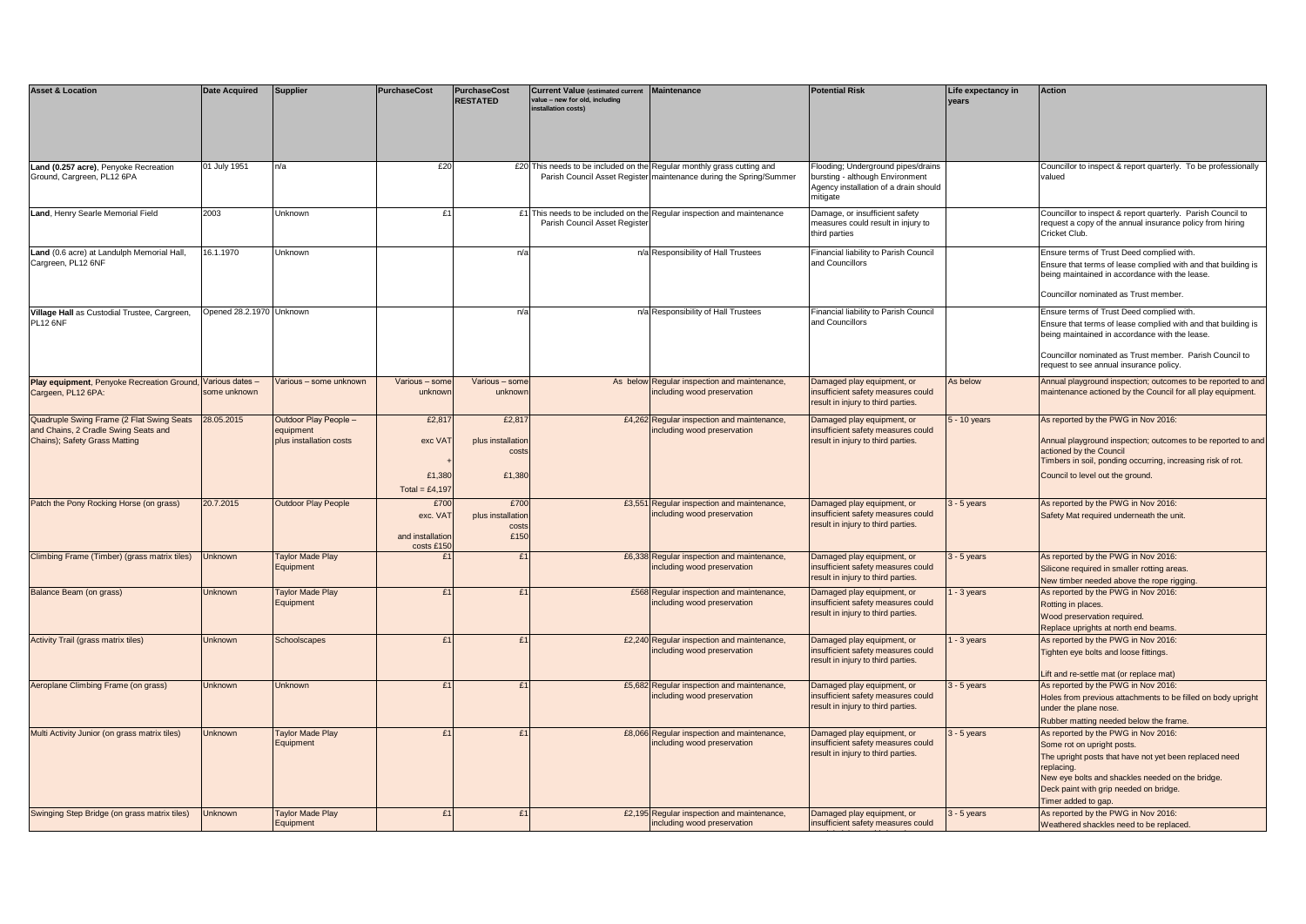| Asset & Location | Date Acquired | Supplier | PurchaseCost | PurchaseCost RESTATED | Current Value (estimated current value – new for old, including installation costs) | Maintenance | Potential Risk | Life expectancy in years | Action |
|---|---|---|---|---|---|---|---|---|---|
| **Land (0.257 acre)**, Penyoke Recreation Ground, Cargreen, PL12 6PA | 01 July 1951 | n/a | £20 | £20 | This needs to be included on the Parish Council Asset Register | Regular monthly grass cutting and maintenance during the Spring/Summer | Flooding; Underground pipes/drains bursting - although Environment Agency installation of a drain should mitigate | | Councillor to inspect & report quarterly. To be professionally valued |
| **Land**, Henry Searle Memorial Field | 2003 | Unknown | £1 | £1 | This needs to be included on the Parish Council Asset Register | Regular inspection and maintenance | Damage, or insufficient safety measures could result in injury to third parties | | Councillor to inspect & report quarterly. Parish Council to request a copy of the annual insurance policy from hiring Cricket Club. |
| **Land** (0.6 acre) at Landulph Memorial Hall, Cargreen, PL12 6NF | 16.1.1970 | Unknown | | n/a | n/a | Responsibility of Hall Trustees | Financial liability to Parish Council and Councillors | | Ensure terms of Trust Deed complied with. Ensure that terms of lease complied with and that building is being maintained in accordance with the lease. Councillor nominated as Trust member. |
| **Village Hall** as Custodial Trustee, Cargreen, PL12 6NF | Opened 28.2.1970 | Unknown | | n/a | n/a | Responsibility of Hall Trustees | Financial liability to Parish Council and Councillors | | Ensure terms of Trust Deed complied with. Ensure that terms of lease complied with and that building is being maintained in accordance with the lease. Councillor nominated as Trust member. Parish Council to request to see annual insurance policy. |
| **Play equipment**, Penyoke Recreation Ground, Cargreen, PL12 6PA: | Various dates – some unknown | Various – some unknown | Various – some unknown | Various – some unknown | As below | Regular inspection and maintenance, including wood preservation | Damaged play equipment, or insufficient safety measures could result in injury to third parties. | As below | Annual playground inspection; outcomes to be reported to and maintenance actioned by the Council for all play equipment. |
| Quadruple Swing Frame (2 Flat Swing Seats and Chains, 2 Cradle Swing Seats and Chains); Safety Grass Matting | 28.05.2015 | Outdoor Play People – equipment plus installation costs | £2,817 exc VAT + £1,380 Total = £4,197 | £2,817 plus installation costs £1,380 | £4,262 | Regular inspection and maintenance, including wood preservation | Damaged play equipment, or insufficient safety measures could result in injury to third parties. | 5 - 10 years | As reported by the PWG in Nov 2016: Annual playground inspection; outcomes to be reported to and actioned by the Council Timbers in soil, ponding occurring, increasing risk of rot. Council to level out the ground. |
| Patch the Pony Rocking Horse (on grass) | 20.7.2015 | Outdoor Play People | £700 exc. VAT and installation costs £150 | £700 plus installation costs £150 | £3,551 | Regular inspection and maintenance, including wood preservation | Damaged play equipment, or insufficient safety measures could result in injury to third parties. | 3 - 5 years | As reported by the PWG in Nov 2016: Safety Mat required underneath the unit. |
| Climbing Frame (Timber) (grass matrix tiles) | Unknown | Taylor Made Play Equipment | £1 | £1 | £6,338 | Regular inspection and maintenance, including wood preservation | Damaged play equipment, or insufficient safety measures could result in injury to third parties. | 3 - 5 years | As reported by the PWG in Nov 2016: Silicone required in smaller rotting areas. New timber needed above the rope rigging. |
| Balance Beam (on grass) | Unknown | Taylor Made Play Equipment | £1 | £1 | £568 | Regular inspection and maintenance, including wood preservation | Damaged play equipment, or insufficient safety measures could result in injury to third parties. | 1 - 3 years | As reported by the PWG in Nov 2016: Rotting in places. Wood preservation required. Replace uprights at north end beams. |
| Activity Trail (grass matrix tiles) | Unknown | Schoolscapes | £1 | £1 | £2,240 | Regular inspection and maintenance, including wood preservation | Damaged play equipment, or insufficient safety measures could result in injury to third parties. | 1 - 3 years | As reported by the PWG in Nov 2016: Tighten eye bolts and loose fittings. Lift and re-settle mat (or replace mat) |
| Aeroplane Climbing Frame (on grass) | Unknown | Unknown | £1 | £1 | £5,682 | Regular inspection and maintenance, including wood preservation | Damaged play equipment, or insufficient safety measures could result in injury to third parties. | 3 - 5 years | As reported by the PWG in Nov 2016: Holes from previous attachments to be filled on body upright under the plane nose. Rubber matting needed below the frame. |
| Multi Activity Junior (on grass matrix tiles) | Unknown | Taylor Made Play Equipment | £1 | £1 | £8,066 | Regular inspection and maintenance, including wood preservation | Damaged play equipment, or insufficient safety measures could result in injury to third parties. | 3 - 5 years | As reported by the PWG in Nov 2016: Some rot on upright posts. The upright posts that have not yet been replaced need replacing. New eye bolts and shackles needed on the bridge. Deck paint with grip needed on bridge. Timer added to gap. |
| Swinging Step Bridge (on grass matrix tiles) | Unknown | Taylor Made Play Equipment | £1 | £1 | £2,195 | Regular inspection and maintenance, including wood preservation | Damaged play equipment, or insufficient safety measures could | 3 - 5 years | As reported by the PWG in Nov 2016: Weathered shackles need to be replaced. |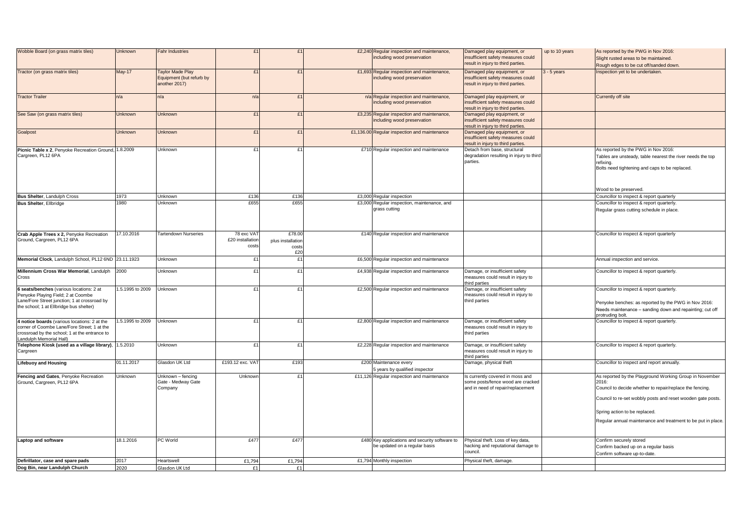| | | | | | | | | | |
|---|---|---|---|---|---|---|---|---|---|
| Wobble Board (on grass matrix tiles) | Unknown | Fahr Industries | £1 | £1 | £2,240 | Regular inspection and maintenance, including wood preservation | Damaged play equipment, or insufficient safety measures could result in injury to third parties. | up to 10 years | As reported by the PWG in Nov 2016: Slight rusted areas to be maintained. Rough edges to be cut off/sanded down. |
| Tractor (on grass matrix tiles) | May-17 | Taylor Made Play Equipment (but refurb by another 2017) | £1 | £1 | £1,693 | Regular inspection and maintenance, including wood preservation | Damaged play equipment, or insufficient safety measures could result in injury to third parties. | 3 - 5 years | Inspection yet to be undertaken. |
| Tractor Trailer | n/a | n/a | n/a | £1 | n/a | Regular inspection and maintenance, including wood preservation | Damaged play equipment, or insufficient safety measures could result in injury to third parties. | | Currently off site |
| See Saw (on grass matrix tiles) | Unknown | Unknown | £1 | £1 | £3,235 | Regular inspection and maintenance, including wood preservation | Damaged play equipment, or insufficient safety measures could result in injury to third parties. | | |
| Goalpost | Unknown | Unknown | £1 | £1 | £1,136.00 | Regular inspection and maintenance | Damaged play equipment, or insufficient safety measures could result in injury to third parties. | | |
| **Picnic Table x 2**, Penyoke Recreation Ground, Cargreen, PL12 6PA | 1.8.2009 | Unknown | £1 | £1 | £710 | Regular inspection and maintenance | Detach from base, structural degradation resulting in injury to third parties. | | As reported by the PWG in Nov 2016: Tables are unsteady, table nearest the river needs the top refixing. Bolts need tightening and caps to be replaced. Wood to be preserved. |
| **Bus Shelter**, Landulph Cross | 1973 | Unknown | £136 | £136 | £3,000 | Regular inspection | | | Councillor to inspect & report quarterly |
| **Bus Shelter**, Ellbridge | 1980 | Unknown | £655 | £655 | £3,000 | Regular inspection, maintenance, and grass cutting | | | Councillor to inspect & report quarterly. Regular grass cutting schedule in place. |
| **Crab Apple Trees x 2,** Penyoke Recreation Ground, Cargreen, PL12 6PA | 17.10.2016 | Tartendown Nurseries | 78 exc VAT £20 installation costs | £78.00 plus installation costs £20 | £140 | Regular inspection and maintenance | | | Councillor to inspect & report quarterly |
| **Memorial Clock**, Landulph School, PL12 6ND | 23.11.1923 | Unknown | £1 | £1 | £6,500 | Regular inspection and maintenance | | | Annual inspection and service. |
| **Millennium Cross War Memorial**, Landulph Cross | 2000 | Unknown | £1 | £1 | £4,938 | Regular inspection and maintenance | Damage, or insufficient safety measures could result in injury to third parties | | Councillor to inspect & report quarterly. |
| **6 seats/benches** (various locations: 2 at Penyoke Playing Field; 2 at Coombe Lane/Fore Street junction; 1 at crossroad by the school; 1 at Ellbridge bus shelter) | 1.5.1995 to 2009 | Unknown | £1 | £1 | £2,500 | Regular inspection and maintenance | Damage, or insufficient safety measures could result in injury to third parties | | Councillor to inspect & report quarterly. Penyoke benches: as reported by the PWG in Nov 2016: Needs maintenance – sanding down and repainting; cut off protruding bolt. |
| **4 notice boards** (various locations: 2 at the corner of Coombe Lane/Fore Street; 1 at the crossroad by the school; 1 at the entrance to Landulph Memorial Hall) | 1.5.1995 to 2009 | Unknown | £1 | £1 | £2,800 | Regular inspection and maintenance | Damage, or insufficient safety measures could result in injury to third parties | | Councillor to inspect & report quarterly. |
| **Telephone Kiosk (used as a village library)**, Cargreen | 1.5.2010 | Unknown | £1 | £1 | £2,228 | Regular inspection and maintenance | Damage, or insufficient safety measures could result in injury to third parties | | Councillor to inspect & report quarterly. |
| **Lifebuoy and Housing** | 01.11.2017 | Glasdon UK Ltd | £193.12 exc. VAT | £193 | £200 | Maintenance every 5 years by qualified inspector | Damage, physical theft | | Councillor to inspect and report annually. |
| **Fencing and Gates**, Penyoke Recreation Ground, Cargreen, PL12 6PA | Unknown | Unknown – fencing Gate - Medway Gate Company | Unknown | £1 | £11,126 | Regular inspection and maintenance | Is currently covered in moss and some posts/fence wood are cracked and in need of repair/replacement | | As reported by the Playground Working Group in November 2016: Council to decide whether to repair/replace the fencing. Council to re-set wobbly posts and reset wooden gate posts. Spring action to be replaced. Regular annual maintenance and treatment to be put in place. |
| **Laptop and software** | 18.1.2016 | PC World | £477 | £477 | £480 | Key applications and security software to be updated on a regular basis | Physical theft. Loss of key data, hacking and reputational damage to council. | | Confirm securely stored Confirm backed up on a regular basis Confirm software up-to-date. |
| **Defirillator, case and spare pads** | 2017 | Heartswell | £1,794 | £1,794 | £1,794 | Monthly inspection | Physical theft, damage. | | |
| **Dog Bin, near Landulph Church** | 2020 | Glasdon UK Ltd | £1 | £1 | | | | | |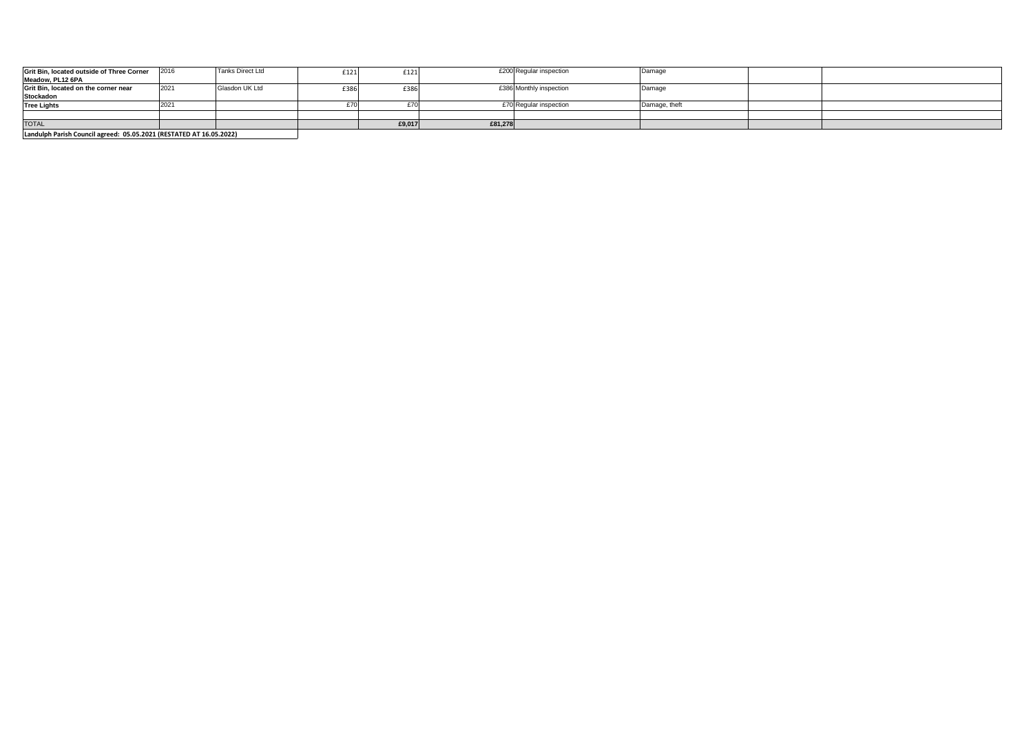| | | | | | | | | | |
|---|---|---|---|---|---|---|---|---|---|
| **Grit Bin, located outside of Three Corner Meadow, PL12 6PA** | 2016 | Tanks Direct Ltd | £121 | £121 | £200 | Regular inspection | Damage | | |
| **Grit Bin, located on the corner near Stockadon** | 2021 | Glasdon UK Ltd | £386 | £386 | £386 | Monthly inspection | Damage | | |
| **Tree Lights** | 2021 | | £70 | £70 | £70 | Regular inspection | Damage, theft | | |
| | | | | | | | | | |
| TOTAL | | | | **£9,017** | **£81,278** | | | | |

**Landulph Parish Council agreed: 05.05.2021 (RESTATED AT 16.05.2022)**